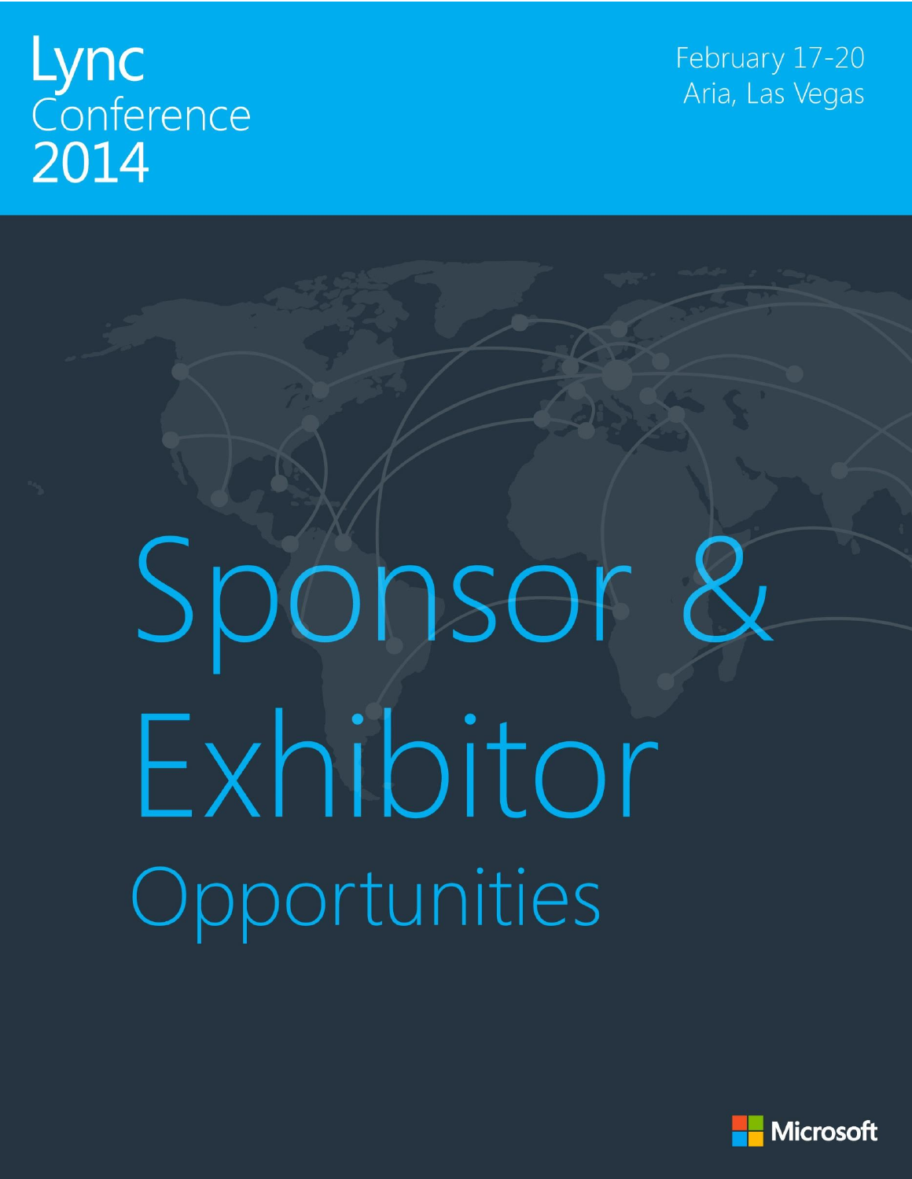# Lync Conference 2014

February 17-20
Aria, Las Vegas

# Sponsor & Exhibitor Opportunities

Microsoft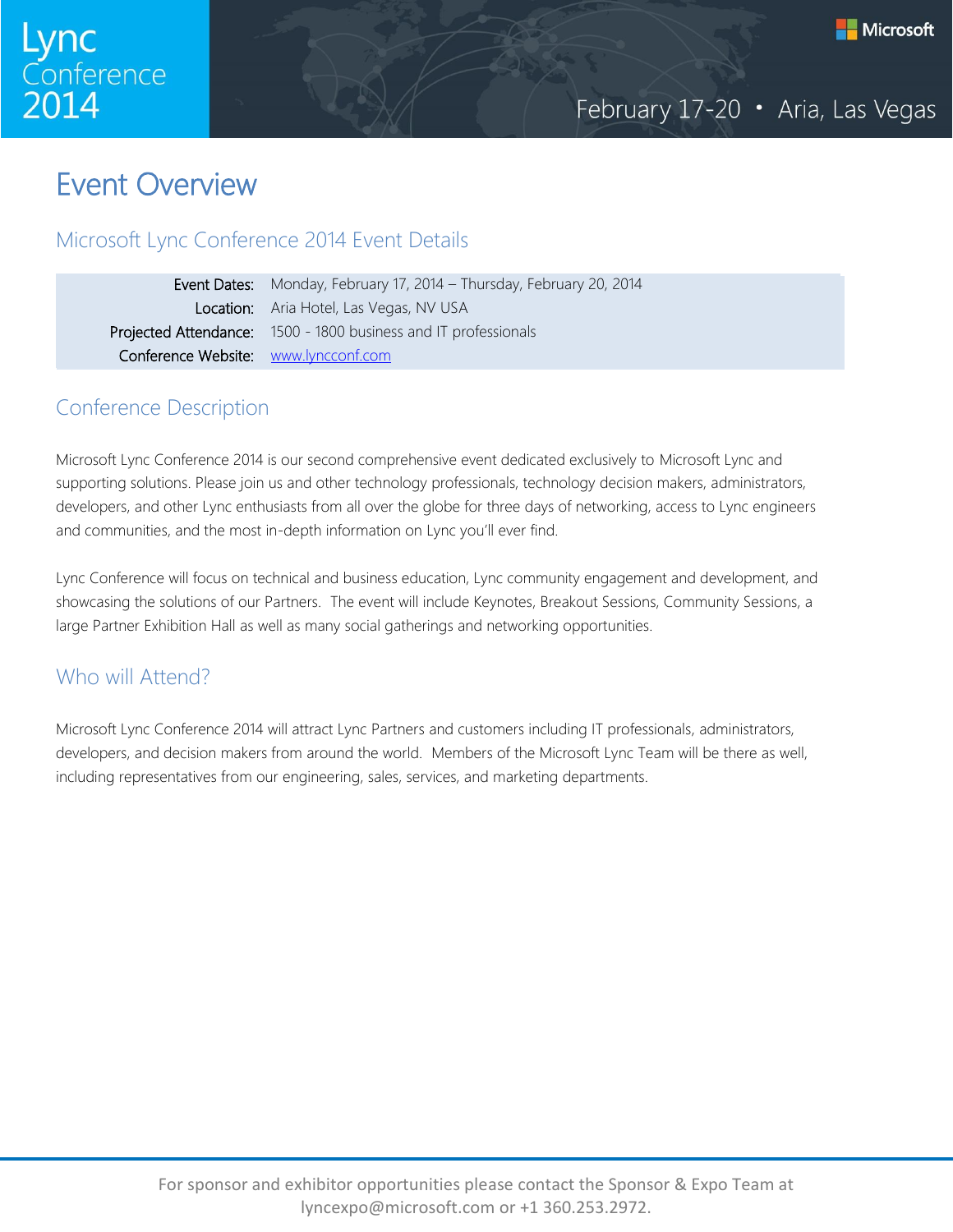# Event Overview

## Microsoft Lync Conference 2014 Event Details

| | |
|---|---|
| Event Dates: | Monday, February 17, 2014 – Thursday, February 20, 2014 |
| Location: | Aria Hotel, Las Vegas, NV USA |
| Projected Attendance: | 1500 - 1800 business and IT professionals |
| Conference Website: | www.lyncconf.com |

## Conference Description

Microsoft Lync Conference 2014 is our second comprehensive event dedicated exclusively to Microsoft Lync and supporting solutions. Please join us and other technology professionals, technology decision makers, administrators, developers, and other Lync enthusiasts from all over the globe for three days of networking, access to Lync engineers and communities, and the most in-depth information on Lync you'll ever find.

Lync Conference will focus on technical and business education, Lync community engagement and development, and showcasing the solutions of our Partners. The event will include Keynotes, Breakout Sessions, Community Sessions, a large Partner Exhibition Hall as well as many social gatherings and networking opportunities.

## Who will Attend?

Microsoft Lync Conference 2014 will attract Lync Partners and customers including IT professionals, administrators, developers, and decision makers from around the world. Members of the Microsoft Lync Team will be there as well, including representatives from our engineering, sales, services, and marketing departments.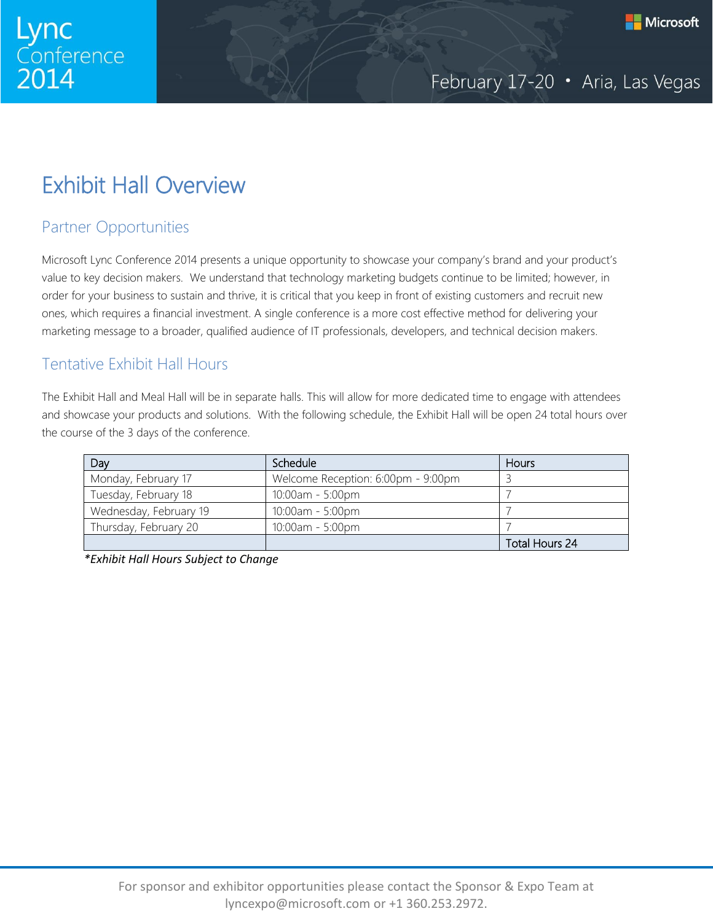# Exhibit Hall Overview

## Partner Opportunities

Microsoft Lync Conference 2014 presents a unique opportunity to showcase your company's brand and your product's value to key decision makers. We understand that technology marketing budgets continue to be limited; however, in order for your business to sustain and thrive, it is critical that you keep in front of existing customers and recruit new ones, which requires a financial investment. A single conference is a more cost effective method for delivering your marketing message to a broader, qualified audience of IT professionals, developers, and technical decision makers.

## Tentative Exhibit Hall Hours

The Exhibit Hall and Meal Hall will be in separate halls. This will allow for more dedicated time to engage with attendees and showcase your products and solutions. With the following schedule, the Exhibit Hall will be open 24 total hours over the course of the 3 days of the conference.

| Day | Schedule | Hours |
|---|---|---|
| Monday, February 17 | Welcome Reception: 6:00pm - 9:00pm | 3 |
| Tuesday, February 18 | 10:00am - 5:00pm | 7 |
| Wednesday, February 19 | 10:00am - 5:00pm | 7 |
| Thursday, February 20 | 10:00am - 5:00pm | 7 |
| | | Total Hours 24 |

*\*Exhibit Hall Hours Subject to Change*

For sponsor and exhibitor opportunities please contact the Sponsor & Expo Team at lyncexpo@microsoft.com or +1 360.253.2972.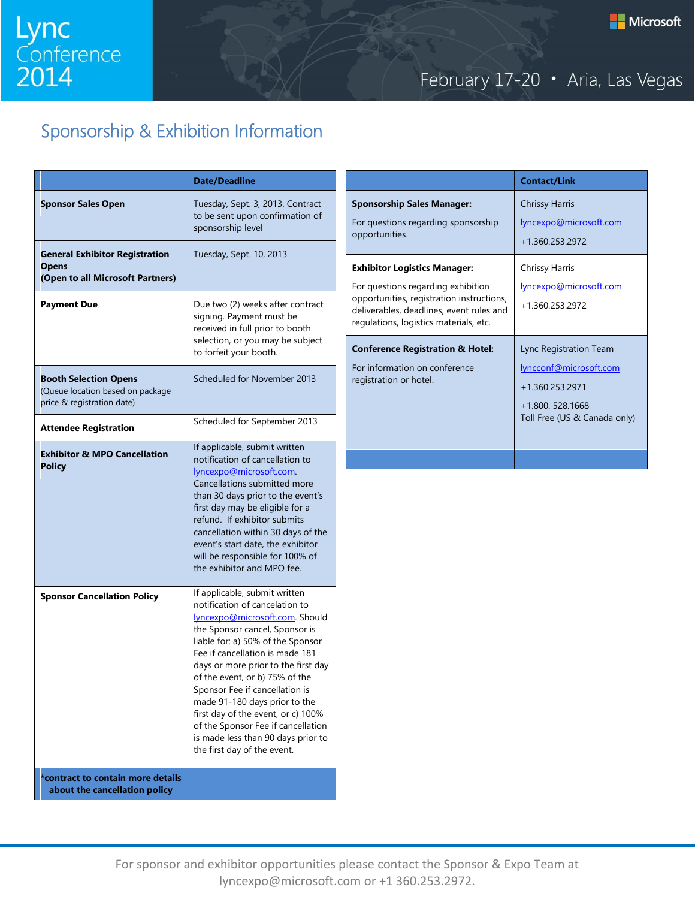## Sponsorship & Exhibition Information

| | Date/Deadline |
|---|---|
| **Sponsor Sales Open** | Tuesday, Sept. 3, 2013. Contract to be sent upon confirmation of sponsorship level |
| **General Exhibitor Registration Opens (Open to all Microsoft Partners)** | Tuesday, Sept. 10, 2013 |
| **Payment Due** | Due two (2) weeks after contract signing. Payment must be received in full prior to booth selection, or you may be subject to forfeit your booth. |
| **Booth Selection Opens** (Queue location based on package price & registration date) | Scheduled for November 2013 |
| **Attendee Registration** | Scheduled for September 2013 |
| **Exhibitor & MPO Cancellation Policy** | If applicable, submit written notification of cancellation to lyncexpo@microsoft.com. Cancellations submitted more than 30 days prior to the event's first day may be eligible for a refund. If exhibitor submits cancellation within 30 days of the event's start date, the exhibitor will be responsible for 100% of the exhibitor and MPO fee. |
| **Sponsor Cancellation Policy** | If applicable, submit written notification of cancelation to lyncexpo@microsoft.com. Should the Sponsor cancel, Sponsor is liable for: a) 50% of the Sponsor Fee if cancellation is made 181 days or more prior to the first day of the event, or b) 75% of the Sponsor Fee if cancellation is made 91-180 days prior to the first day of the event, or c) 100% of the Sponsor Fee if cancellation is made less than 90 days prior to the first day of the event. |
| ***contract to contain more details about the cancellation policy** | |

| | Contact/Link |
|---|---|
| **Sponsorship Sales Manager:** For questions regarding sponsorship opportunities. | Chrissy Harris<br>lyncexpo@microsoft.com<br>+1.360.253.2972 |
| **Exhibitor Logistics Manager:** For questions regarding exhibition opportunities, registration instructions, deliverables, deadlines, event rules and regulations, logistics materials, etc. | Chrissy Harris<br>lyncexpo@microsoft.com<br>+1.360.253.2972 |
| **Conference Registration & Hotel:** For information on conference registration or hotel. | Lync Registration Team<br>lyncconf@microsoft.com<br>+1.360.253.2971<br>+1.800. 528.1668<br>Toll Free (US & Canada only) |

For sponsor and exhibitor opportunities please contact the Sponsor & Expo Team at lyncexpo@microsoft.com or +1 360.253.2972.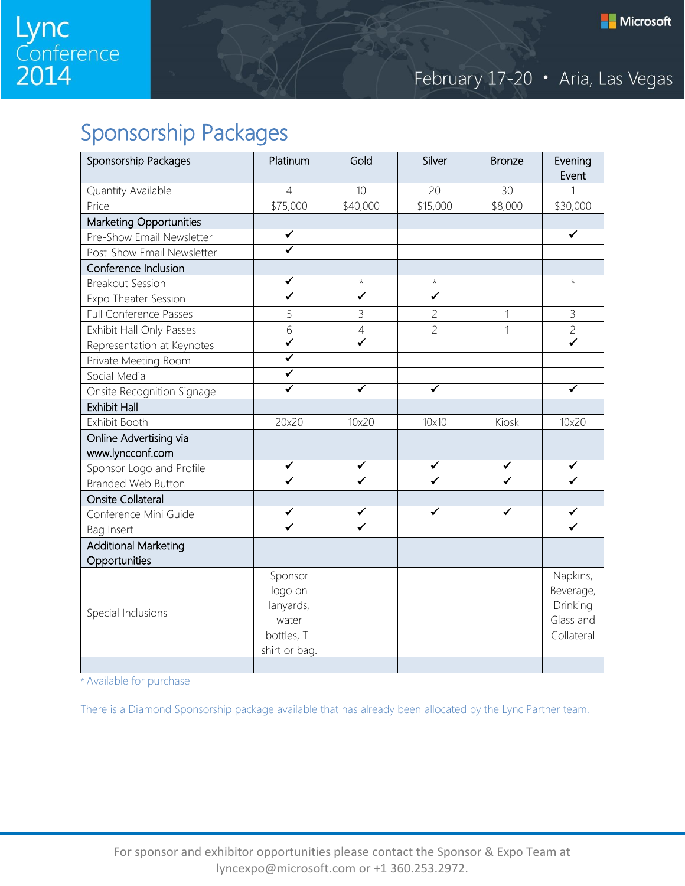## Sponsorship Packages

| Sponsorship Packages | Platinum | Gold | Silver | Bronze | Evening Event |
|---|---|---|---|---|---|
| Quantity Available | 4 | 10 | 20 | 30 | 1 |
| Price | $75,000 | $40,000 | $15,000 | $8,000 | $30,000 |
| **Marketing Opportunities** | | | | | |
| Pre-Show Email Newsletter | ✔ | | | | ✔ |
| Post-Show Email Newsletter | ✔ | | | | |
| **Conference Inclusion** | | | | | |
| Breakout Session | ✔ | * | * | | * |
| Expo Theater Session | ✔ | ✔ | ✔ | | |
| Full Conference Passes | 5 | 3 | 2 | 1 | 3 |
| Exhibit Hall Only Passes | 6 | 4 | 2 | 1 | 2 |
| Representation at Keynotes | ✔ | ✔ | | | ✔ |
| Private Meeting Room | ✔ | | | | |
| Social Media | ✔ | | | | |
| Onsite Recognition Signage | ✔ | ✔ | ✔ | | ✔ |
| **Exhibit Hall** | | | | | |
| Exhibit Booth | 20x20 | 10x20 | 10x10 | Kiosk | 10x20 |
| **Online Advertising via www.lyncconf.com** | | | | | |
| Sponsor Logo and Profile | ✔ | ✔ | ✔ | ✔ | ✔ |
| Branded Web Button | ✔ | ✔ | ✔ | ✔ | ✔ |
| **Onsite Collateral** | | | | | |
| Conference Mini Guide | ✔ | ✔ | ✔ | ✔ | ✔ |
| Bag Insert | ✔ | ✔ | | | ✔ |
| **Additional Marketing Opportunities** | | | | | |
| Special Inclusions | Sponsor logo on lanyards, water bottles, T-shirt or bag. | | | | Napkins, Beverage, Drinking Glass and Collateral |
| | | | | | |

* Available for purchase

There is a Diamond Sponsorship package available that has already been allocated by the Lync Partner team.

For sponsor and exhibitor opportunities please contact the Sponsor & Expo Team at lyncexpo@microsoft.com or +1 360.253.2972.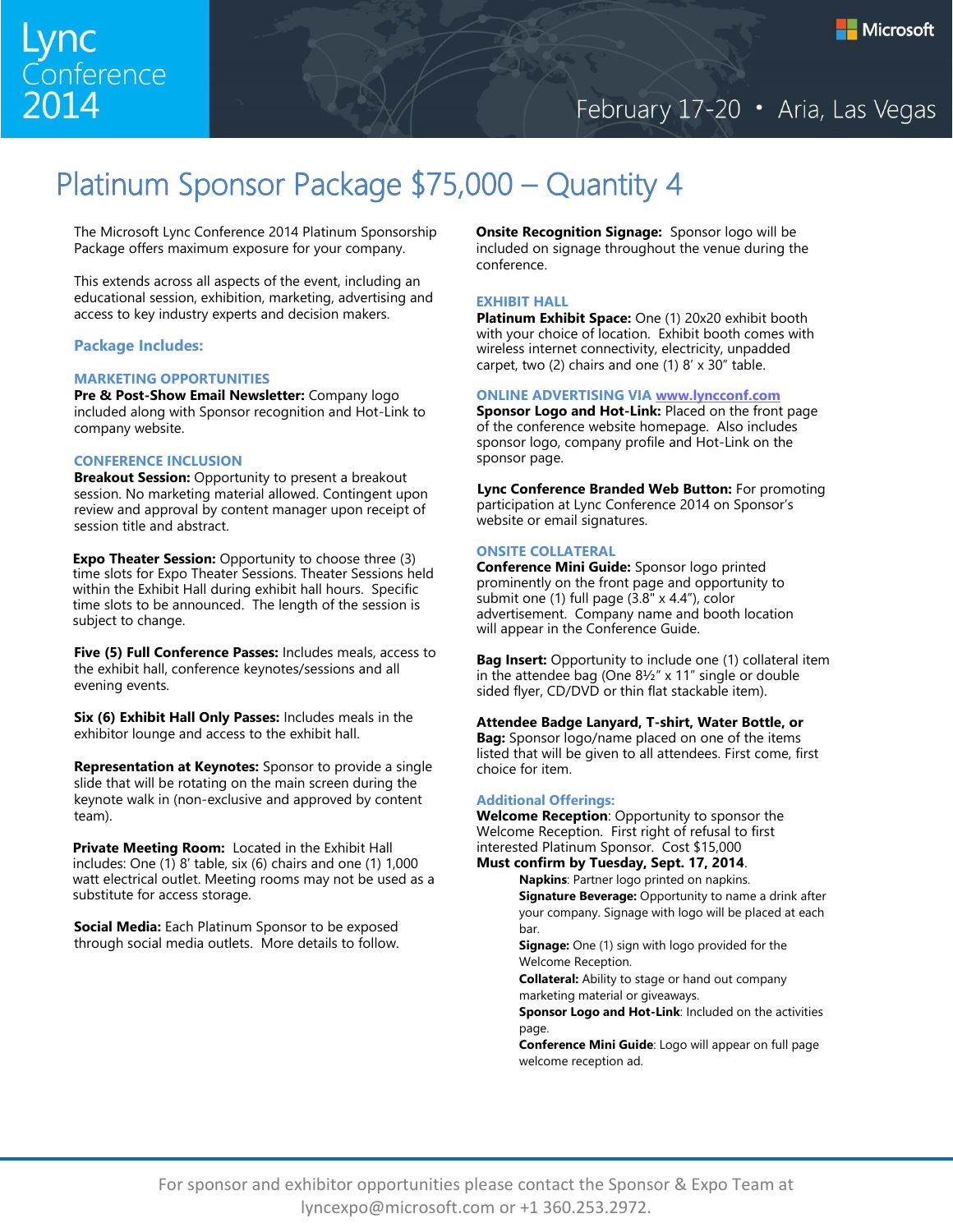# Platinum Sponsor Package $75,000 – Quantity 4

The Microsoft Lync Conference 2014 Platinum Sponsorship Package offers maximum exposure for your company.

This extends across all aspects of the event, including an educational session, exhibition, marketing, advertising and access to key industry experts and decision makers.

## Package Includes:

### MARKETING OPPORTUNITIES

**Pre & Post-Show Email Newsletter:** Company logo included along with Sponsor recognition and Hot-Link to company website.

### CONFERENCE INCLUSION

**Breakout Session:** Opportunity to present a breakout session. No marketing material allowed. Contingent upon review and approval by content manager upon receipt of session title and abstract.

**Expo Theater Session:** Opportunity to choose three (3) time slots for Expo Theater Sessions. Theater Sessions held within the Exhibit Hall during exhibit hall hours. Specific time slots to be announced. The length of the session is subject to change.

**Five (5) Full Conference Passes:** Includes meals, access to the exhibit hall, conference keynotes/sessions and all evening events.

**Six (6) Exhibit Hall Only Passes:** Includes meals in the exhibitor lounge and access to the exhibit hall.

**Representation at Keynotes:** Sponsor to provide a single slide that will be rotating on the main screen during the keynote walk in (non-exclusive and approved by content team).

**Private Meeting Room:** Located in the Exhibit Hall includes: One (1) 8' table, six (6) chairs and one (1) 1,000 watt electrical outlet. Meeting rooms may not be used as a substitute for access storage.

**Social Media:** Each Platinum Sponsor to be exposed through social media outlets. More details to follow.

**Onsite Recognition Signage:** Sponsor logo will be included on signage throughout the venue during the conference.

### EXHIBIT HALL

**Platinum Exhibit Space:** One (1) 20x20 exhibit booth with your choice of location. Exhibit booth comes with wireless internet connectivity, electricity, unpadded carpet, two (2) chairs and one (1) 8' x 30" table.

### ONLINE ADVERTISING VIA www.lyncconf.com

**Sponsor Logo and Hot-Link:** Placed on the front page of the conference website homepage. Also includes sponsor logo, company profile and Hot-Link on the sponsor page.

**Lync Conference Branded Web Button:** For promoting participation at Lync Conference 2014 on Sponsor's website or email signatures.

### ONSITE COLLATERAL

**Conference Mini Guide:** Sponsor logo printed prominently on the front page and opportunity to submit one (1) full page (3.8" x 4.4"), color advertisement. Company name and booth location will appear in the Conference Guide.

**Bag Insert:** Opportunity to include one (1) collateral item in the attendee bag (One 8½" x 11" single or double sided flyer, CD/DVD or thin flat stackable item).

**Attendee Badge Lanyard, T-shirt, Water Bottle, or Bag:** Sponsor logo/name placed on one of the items listed that will be given to all attendees. First come, first choice for item.

### Additional Offerings:

**Welcome Reception**: Opportunity to sponsor the Welcome Reception. First right of refusal to first interested Platinum Sponsor. Cost $15,000
**Must confirm by Tuesday, Sept. 17, 2014**.

- **Napkins**: Partner logo printed on napkins.
- **Signature Beverage:** Opportunity to name a drink after your company. Signage with logo will be placed at each bar.
- **Signage:** One (1) sign with logo provided for the Welcome Reception.
- **Collateral:** Ability to stage or hand out company marketing material or giveaways.
- **Sponsor Logo and Hot-Link**: Included on the activities page.
- **Conference Mini Guide**: Logo will appear on full page welcome reception ad.

For sponsor and exhibitor opportunities please contact the Sponsor & Expo Team at lyncexpo@microsoft.com or +1 360.253.2972.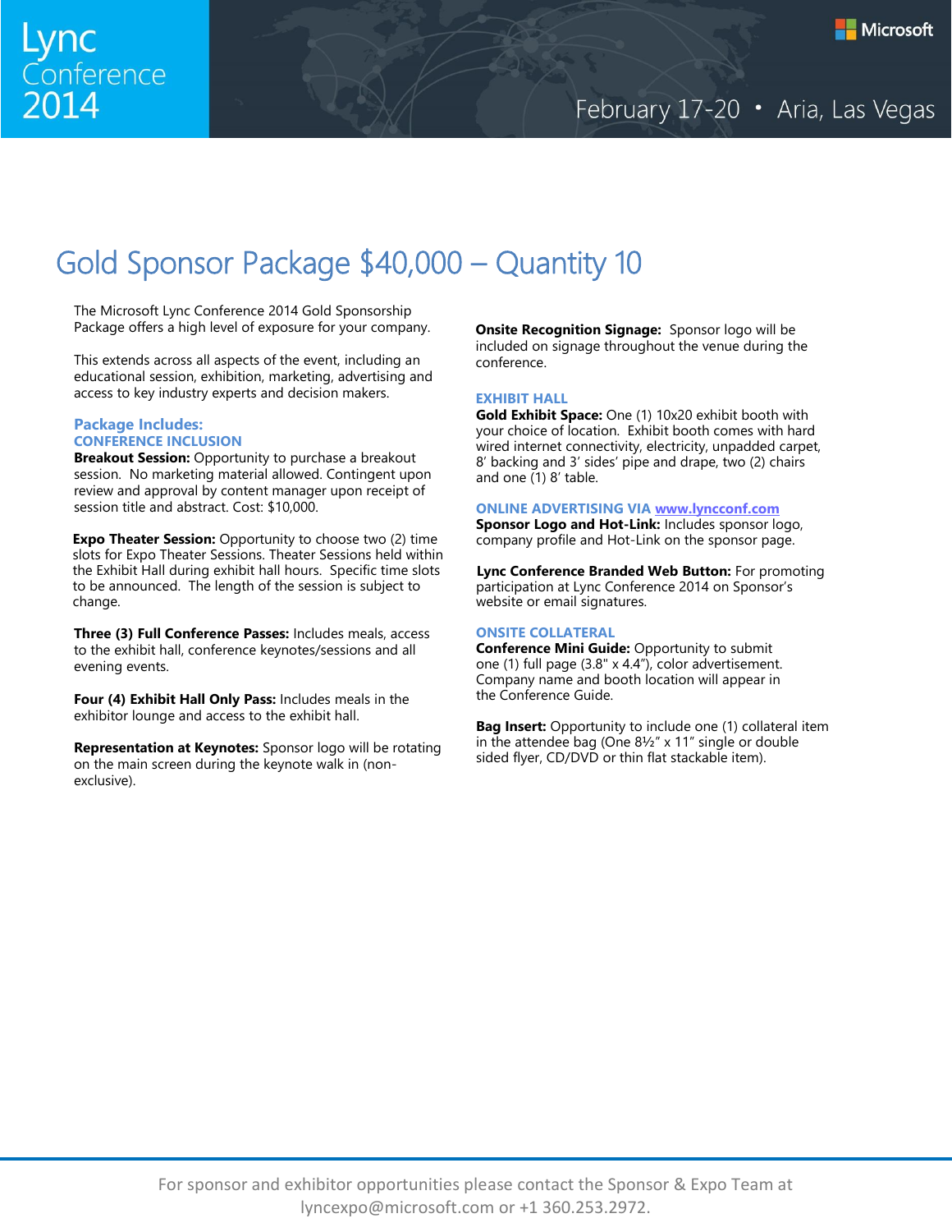# Gold Sponsor Package $40,000 – Quantity 10

The Microsoft Lync Conference 2014 Gold Sponsorship Package offers a high level of exposure for your company.

This extends across all aspects of the event, including an educational session, exhibition, marketing, advertising and access to key industry experts and decision makers.

## Package Includes:

### CONFERENCE INCLUSION

**Breakout Session:** Opportunity to purchase a breakout session. No marketing material allowed. Contingent upon review and approval by content manager upon receipt of session title and abstract. Cost: $10,000.

**Expo Theater Session:** Opportunity to choose two (2) time slots for Expo Theater Sessions. Theater Sessions held within the Exhibit Hall during exhibit hall hours. Specific time slots to be announced. The length of the session is subject to change.

**Three (3) Full Conference Passes:** Includes meals, access to the exhibit hall, conference keynotes/sessions and all evening events.

**Four (4) Exhibit Hall Only Pass:** Includes meals in the exhibitor lounge and access to the exhibit hall.

**Representation at Keynotes:** Sponsor logo will be rotating on the main screen during the keynote walk in (non-exclusive).

**Onsite Recognition Signage:** Sponsor logo will be included on signage throughout the venue during the conference.

### EXHIBIT HALL

**Gold Exhibit Space:** One (1) 10x20 exhibit booth with your choice of location. Exhibit booth comes with hard wired internet connectivity, electricity, unpadded carpet, 8' backing and 3' sides' pipe and drape, two (2) chairs and one (1) 8' table.

### ONLINE ADVERTISING VIA www.lyncconf.com

**Sponsor Logo and Hot-Link:** Includes sponsor logo, company profile and Hot-Link on the sponsor page.

**Lync Conference Branded Web Button:** For promoting participation at Lync Conference 2014 on Sponsor's website or email signatures.

### ONSITE COLLATERAL

**Conference Mini Guide:** Opportunity to submit one (1) full page (3.8" x 4.4"), color advertisement. Company name and booth location will appear in the Conference Guide.

**Bag Insert:** Opportunity to include one (1) collateral item in the attendee bag (One 8½" x 11" single or double sided flyer, CD/DVD or thin flat stackable item).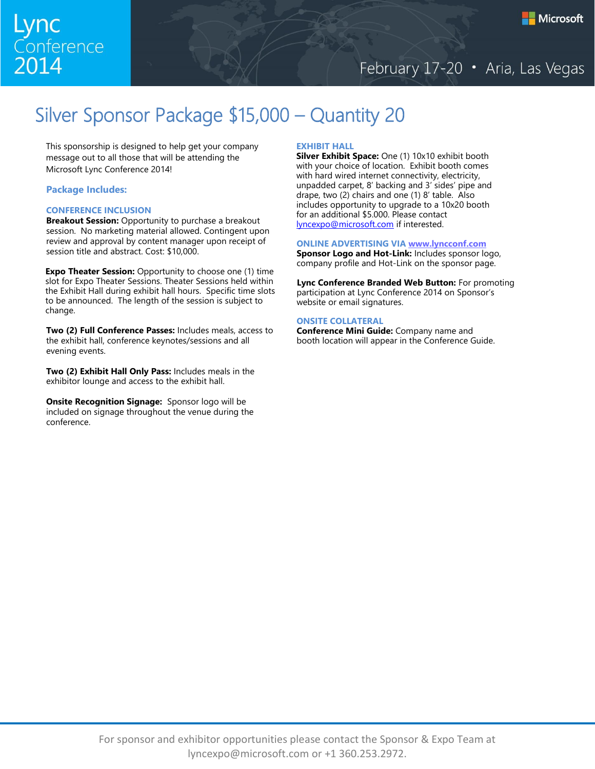# Silver Sponsor Package $15,000 – Quantity 20

This sponsorship is designed to help get your company message out to all those that will be attending the Microsoft Lync Conference 2014!

## Package Includes:

### CONFERENCE INCLUSION

**Breakout Session:** Opportunity to purchase a breakout session. No marketing material allowed. Contingent upon review and approval by content manager upon receipt of session title and abstract. Cost: $10,000.

**Expo Theater Session:** Opportunity to choose one (1) time slot for Expo Theater Sessions. Theater Sessions held within the Exhibit Hall during exhibit hall hours. Specific time slots to be announced. The length of the session is subject to change.

**Two (2) Full Conference Passes:** Includes meals, access to the exhibit hall, conference keynotes/sessions and all evening events.

**Two (2) Exhibit Hall Only Pass:** Includes meals in the exhibitor lounge and access to the exhibit hall.

**Onsite Recognition Signage:** Sponsor logo will be included on signage throughout the venue during the conference.

### EXHIBIT HALL

**Silver Exhibit Space:** One (1) 10x10 exhibit booth with your choice of location. Exhibit booth comes with hard wired internet connectivity, electricity, unpadded carpet, 8' backing and 3' sides' pipe and drape, two (2) chairs and one (1) 8' table. Also includes opportunity to upgrade to a 10x20 booth for an additional $5.000. Please contact lyncexpo@microsoft.com if interested.

### ONLINE ADVERTISING VIA www.lyncconf.com

**Sponsor Logo and Hot-Link:** Includes sponsor logo, company profile and Hot-Link on the sponsor page.

**Lync Conference Branded Web Button:** For promoting participation at Lync Conference 2014 on Sponsor's website or email signatures.

### ONSITE COLLATERAL

**Conference Mini Guide:** Company name and booth location will appear in the Conference Guide.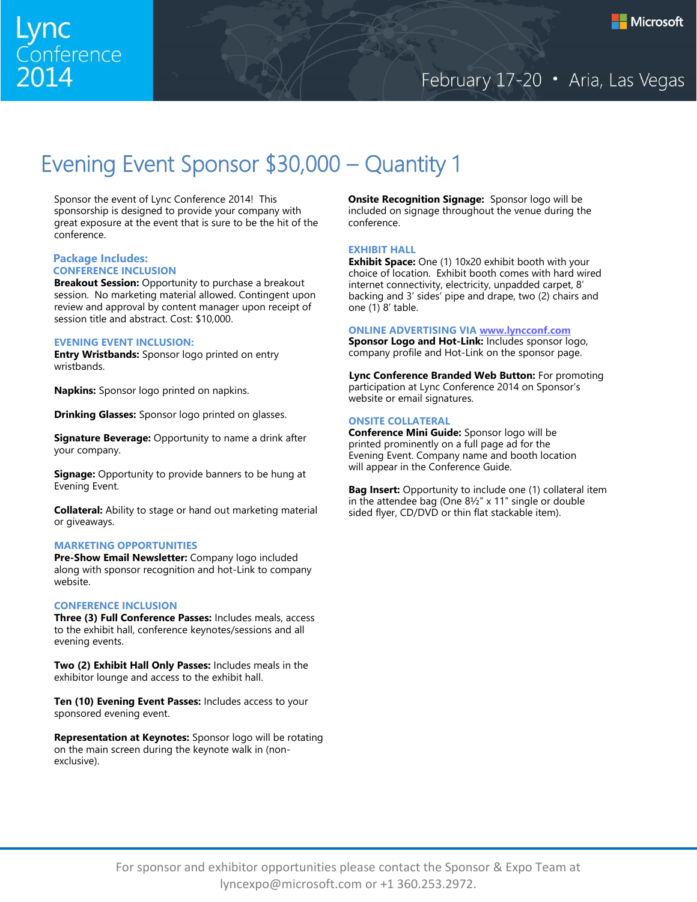# Evening Event Sponsor $30,000 – Quantity 1

Sponsor the event of Lync Conference 2014! This sponsorship is designed to provide your company with great exposure at the event that is sure to be the hit of the conference.

## Package Includes:

### CONFERENCE INCLUSION

**Breakout Session:** Opportunity to purchase a breakout session. No marketing material allowed. Contingent upon review and approval by content manager upon receipt of session title and abstract. Cost: $10,000.

### EVENING EVENT INCLUSION:

**Entry Wristbands:** Sponsor logo printed on entry wristbands.

**Napkins:** Sponsor logo printed on napkins.

**Drinking Glasses:** Sponsor logo printed on glasses.

**Signature Beverage:** Opportunity to name a drink after your company.

**Signage:** Opportunity to provide banners to be hung at Evening Event.

**Collateral:** Ability to stage or hand out marketing material or giveaways.

### MARKETING OPPORTUNITIES

**Pre-Show Email Newsletter:** Company logo included along with sponsor recognition and hot-Link to company website.

### CONFERENCE INCLUSION

**Three (3) Full Conference Passes:** Includes meals, access to the exhibit hall, conference keynotes/sessions and all evening events.

**Two (2) Exhibit Hall Only Passes:** Includes meals in the exhibitor lounge and access to the exhibit hall.

**Ten (10) Evening Event Passes:** Includes access to your sponsored evening event.

**Representation at Keynotes:** Sponsor logo will be rotating on the main screen during the keynote walk in (non-exclusive).

**Onsite Recognition Signage:** Sponsor logo will be included on signage throughout the venue during the conference.

### EXHIBIT HALL

**Exhibit Space:** One (1) 10x20 exhibit booth with your choice of location. Exhibit booth comes with hard wired internet connectivity, electricity, unpadded carpet, 8' backing and 3' sides' pipe and drape, two (2) chairs and one (1) 8' table.

### ONLINE ADVERTISING VIA www.lyncconf.com

**Sponsor Logo and Hot-Link:** Includes sponsor logo, company profile and Hot-Link on the sponsor page.

**Lync Conference Branded Web Button:** For promoting participation at Lync Conference 2014 on Sponsor's website or email signatures.

### ONSITE COLLATERAL

**Conference Mini Guide:** Sponsor logo will be printed prominently on a full page ad for the Evening Event. Company name and booth location will appear in the Conference Guide.

**Bag Insert:** Opportunity to include one (1) collateral item in the attendee bag (One 8½" x 11" single or double sided flyer, CD/DVD or thin flat stackable item).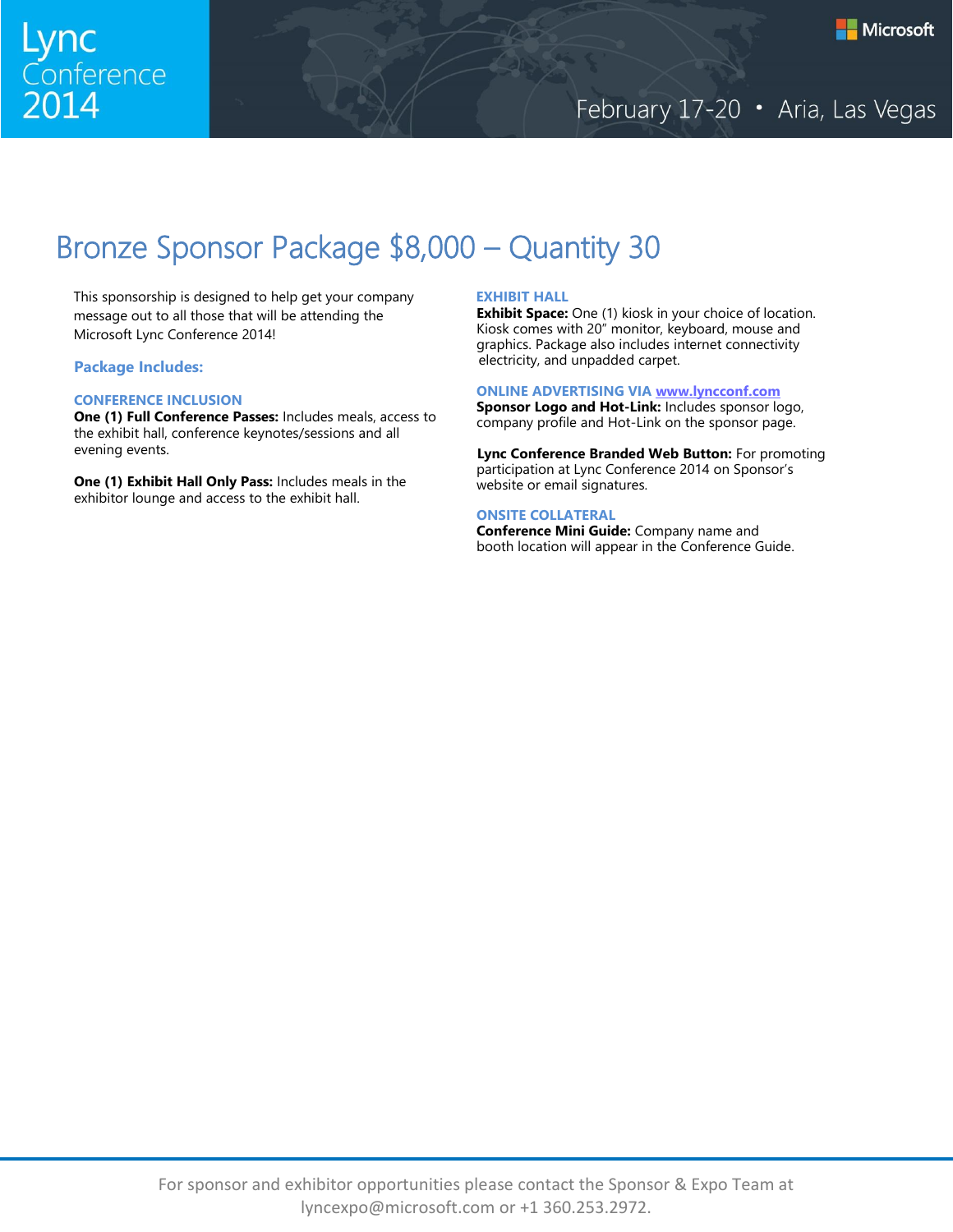# Bronze Sponsor Package $8,000 – Quantity 30

This sponsorship is designed to help get your company message out to all those that will be attending the Microsoft Lync Conference 2014!

### Package Includes:

#### CONFERENCE INCLUSION

**One (1) Full Conference Passes:** Includes meals, access to the exhibit hall, conference keynotes/sessions and all evening events.

**One (1) Exhibit Hall Only Pass:** Includes meals in the exhibitor lounge and access to the exhibit hall.

#### EXHIBIT HALL

**Exhibit Space:** One (1) kiosk in your choice of location. Kiosk comes with 20" monitor, keyboard, mouse and graphics. Package also includes internet connectivity electricity, and unpadded carpet.

#### ONLINE ADVERTISING VIA [www.lyncconf.com](http://www.lyncconf.com)

**Sponsor Logo and Hot-Link:** Includes sponsor logo, company profile and Hot-Link on the sponsor page.

**Lync Conference Branded Web Button:** For promoting participation at Lync Conference 2014 on Sponsor's website or email signatures.

#### ONSITE COLLATERAL

**Conference Mini Guide:** Company name and booth location will appear in the Conference Guide.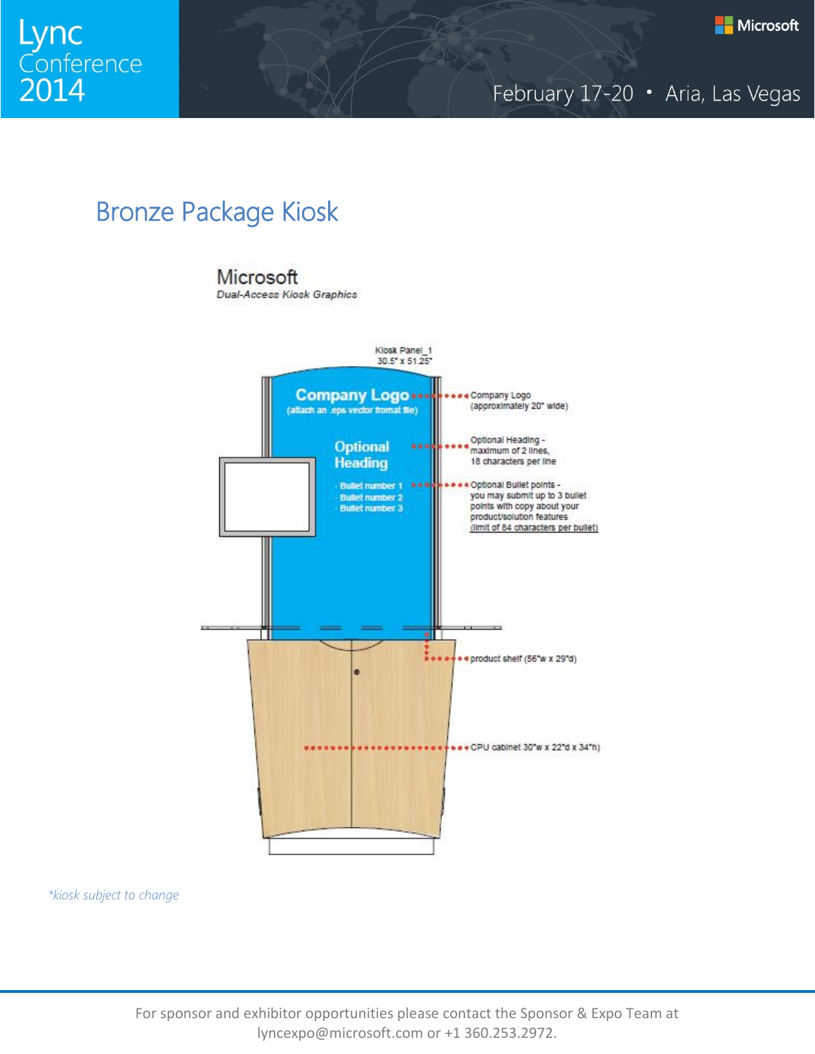## Bronze Package Kiosk

Microsoft
*Dual-Access Kiosk Graphics*

Kiosk Panel_1
30.5" x 51.25"

**Company Logo**
(attach an .eps vector fromat file)

**Optional Heading**

- Bullet number 1
- Bullet number 2
- Bullet number 3

Company Logo (approximately 20" wide)

Optional Heading - maximum of 2 lines, 18 characters per line

Optional Bullet points - you may submit up to 3 bullet points with copy about your product/solution features (limit of 84 characters per bullet)

product shelf (56"w x 29"d)

CPU cabinet 30"w x 22"d x 34"h)

*\*kiosk subject to change*

For sponsor and exhibitor opportunities please contact the Sponsor & Expo Team at lyncexpo@microsoft.com or +1 360.253.2972.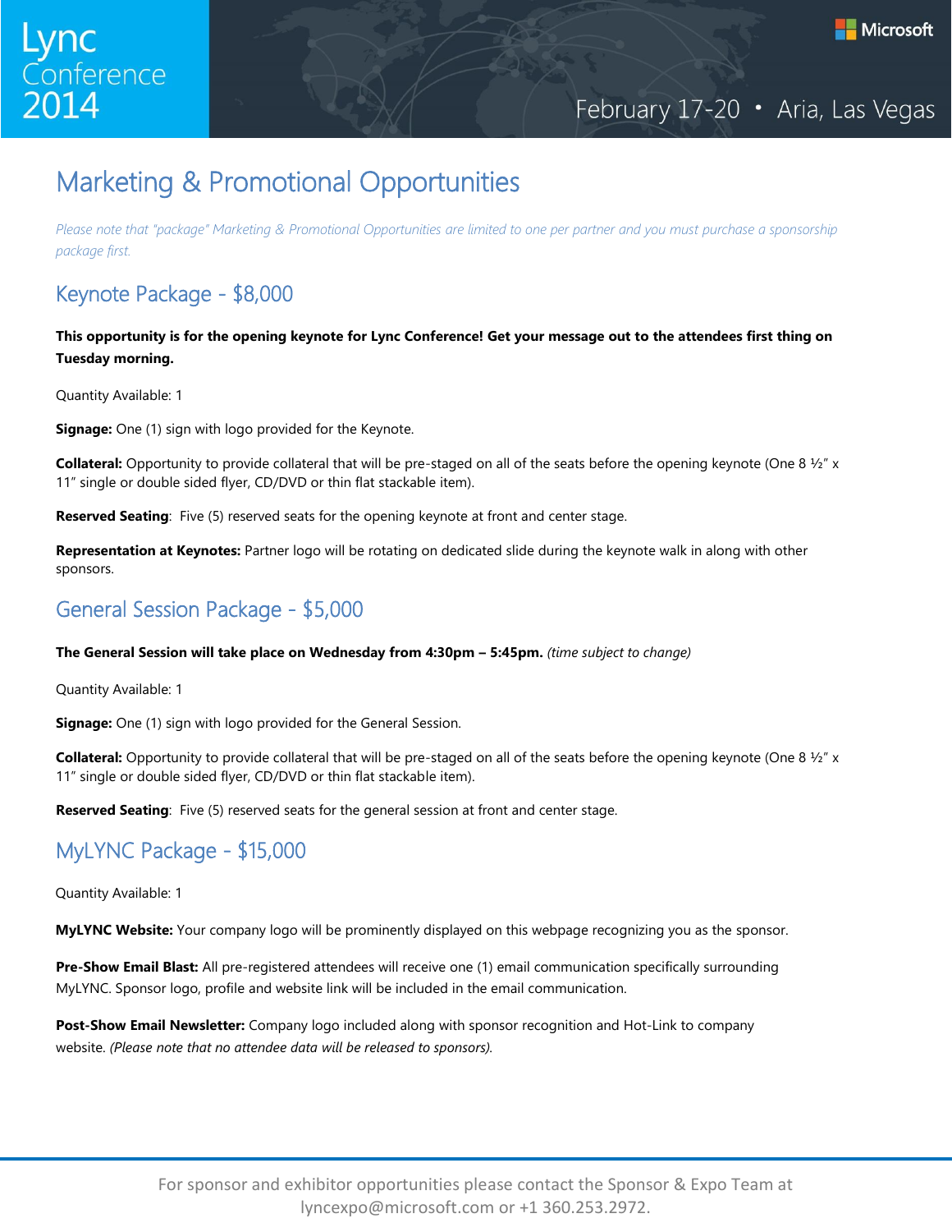# Marketing & Promotional Opportunities

*Please note that "package" Marketing & Promotional Opportunities are limited to one per partner and you must purchase a sponsorship package first.*

## Keynote Package - $8,000

**This opportunity is for the opening keynote for Lync Conference! Get your message out to the attendees first thing on Tuesday morning.**

Quantity Available: 1

**Signage:** One (1) sign with logo provided for the Keynote.

**Collateral:** Opportunity to provide collateral that will be pre-staged on all of the seats before the opening keynote (One 8 ½" x 11" single or double sided flyer, CD/DVD or thin flat stackable item).

**Reserved Seating**: Five (5) reserved seats for the opening keynote at front and center stage.

**Representation at Keynotes:** Partner logo will be rotating on dedicated slide during the keynote walk in along with other sponsors.

## General Session Package - $5,000

**The General Session will take place on Wednesday from 4:30pm – 5:45pm.** *(time subject to change)*

Quantity Available: 1

**Signage:** One (1) sign with logo provided for the General Session.

**Collateral:** Opportunity to provide collateral that will be pre-staged on all of the seats before the opening keynote (One 8 ½" x 11" single or double sided flyer, CD/DVD or thin flat stackable item).

**Reserved Seating**: Five (5) reserved seats for the general session at front and center stage.

## MyLYNC Package - $15,000

Quantity Available: 1

**MyLYNC Website:** Your company logo will be prominently displayed on this webpage recognizing you as the sponsor.

**Pre-Show Email Blast:** All pre-registered attendees will receive one (1) email communication specifically surrounding MyLYNC. Sponsor logo, profile and website link will be included in the email communication.

**Post-Show Email Newsletter:** Company logo included along with sponsor recognition and Hot-Link to company website. *(Please note that no attendee data will be released to sponsors).*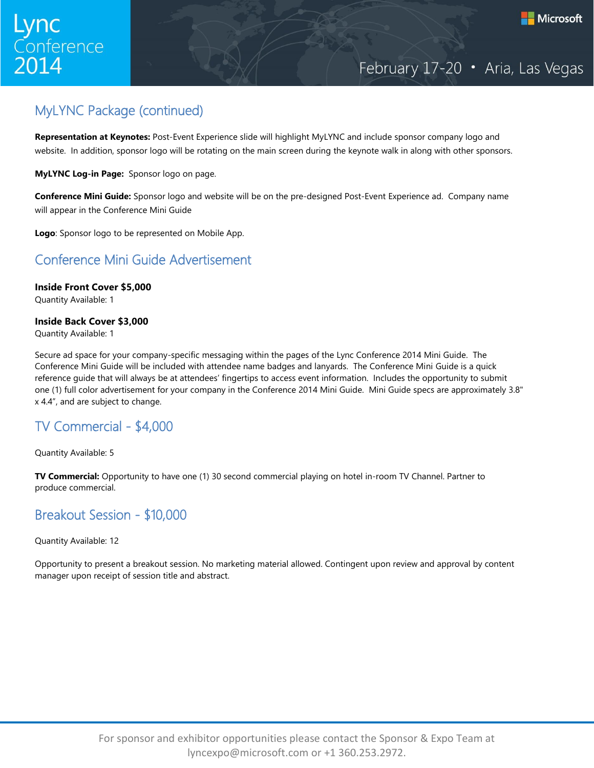## MyLYNC Package (continued)

**Representation at Keynotes:** Post-Event Experience slide will highlight MyLYNC and include sponsor company logo and website. In addition, sponsor logo will be rotating on the main screen during the keynote walk in along with other sponsors.

**MyLYNC Log-in Page:** Sponsor logo on page.

**Conference Mini Guide:** Sponsor logo and website will be on the pre-designed Post-Event Experience ad. Company name will appear in the Conference Mini Guide

**Logo**: Sponsor logo to be represented on Mobile App.

## Conference Mini Guide Advertisement

**Inside Front Cover $5,000**
Quantity Available: 1

**Inside Back Cover $3,000**
Quantity Available: 1

Secure ad space for your company-specific messaging within the pages of the Lync Conference 2014 Mini Guide. The Conference Mini Guide will be included with attendee name badges and lanyards. The Conference Mini Guide is a quick reference guide that will always be at attendees' fingertips to access event information. Includes the opportunity to submit one (1) full color advertisement for your company in the Conference 2014 Mini Guide. Mini Guide specs are approximately 3.8" x 4.4", and are subject to change.

## TV Commercial - $4,000

Quantity Available: 5

**TV Commercial:** Opportunity to have one (1) 30 second commercial playing on hotel in-room TV Channel. Partner to produce commercial.

## Breakout Session - $10,000

Quantity Available: 12

Opportunity to present a breakout session. No marketing material allowed. Contingent upon review and approval by content manager upon receipt of session title and abstract.